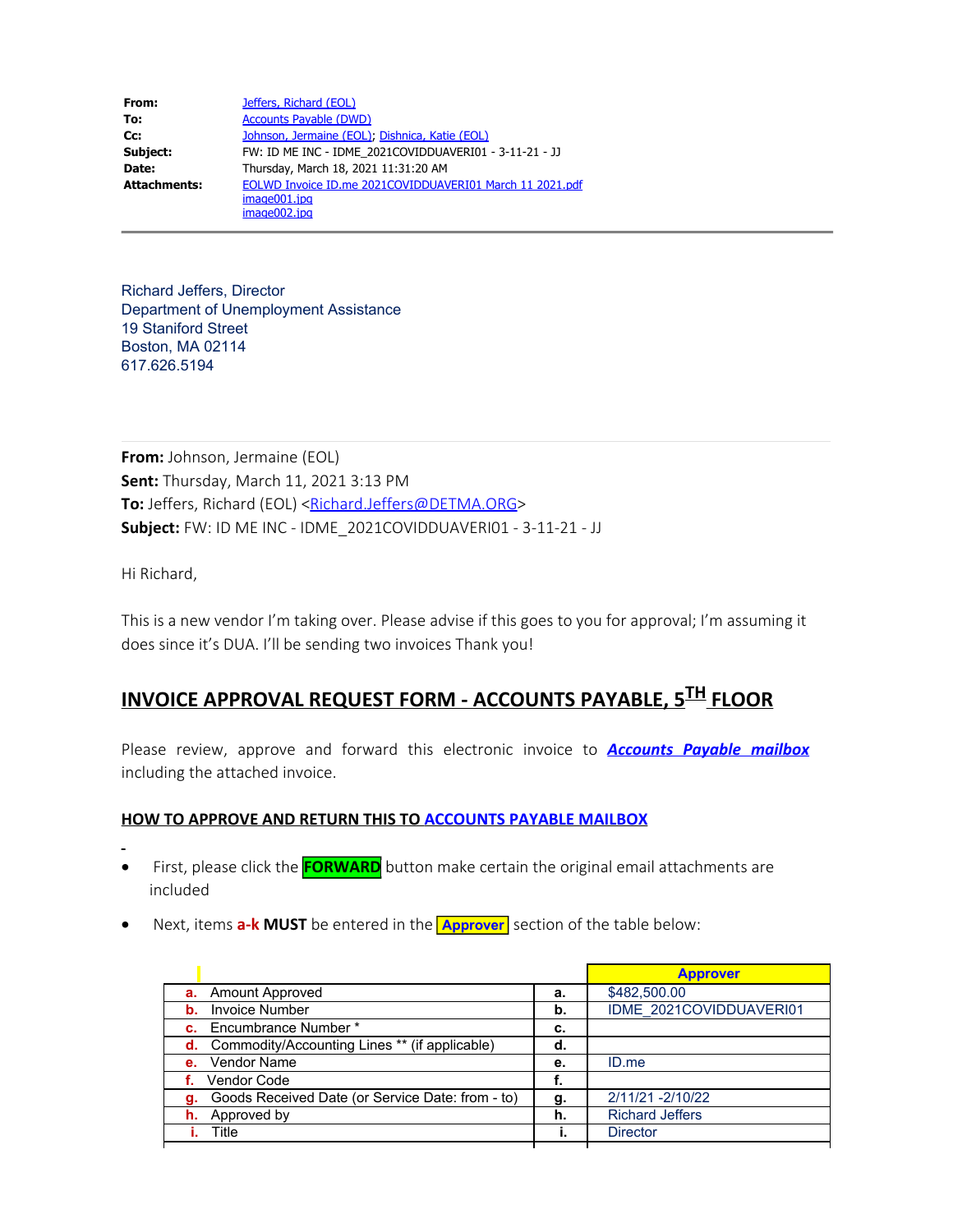| | |
|---|---|
| **From:** | Jeffers, Richard (EOL) |
| **To:** | Accounts Payable (DWD) |
| **Cc:** | Johnson, Jermaine (EOL); Dishnica, Katie (EOL) |
| **Subject:** | FW: ID ME INC - IDME_2021COVIDDUAVERI01 - 3-11-21 - JJ |
| **Date:** | Thursday, March 18, 2021 11:31:20 AM |
| **Attachments:** | EOLWD Invoice ID.me 2021COVIDDUAVERI01 March 11 2021.pdf<br>image001.jpg<br>image002.jpg |

---

Richard Jeffers, Director
Department of Unemployment Assistance
19 Staniford Street
Boston, MA 02114
617.626.5194

---

**From:** Johnson, Jermaine (EOL)
**Sent:** Thursday, March 11, 2021 3:13 PM
**To:** Jeffers, Richard (EOL) <Richard.Jeffers@DETMA.ORG>
**Subject:** FW: ID ME INC - IDME_2021COVIDDUAVERI01 - 3-11-21 - JJ

Hi Richard,

This is a new vendor I'm taking over. Please advise if this goes to you for approval; I'm assuming it does since it's DUA. I'll be sending two invoices Thank you!

## INVOICE APPROVAL REQUEST FORM - ACCOUNTS PAYABLE, 5TH FLOOR

Please review, approve and forward this electronic invoice to ***Accounts Payable mailbox*** including the attached invoice.

### HOW TO APPROVE AND RETURN THIS TO ACCOUNTS PAYABLE MAILBOX

-

- First, please click the **FORWARD** button make certain the original email attachments are included
- Next, items **a-k MUST** be entered in the **Approver** section of the table below:

| | | **Approver** |
|---|---|---|
| **a.** Amount Approved | **a.** | $482,500.00 |
| **b.** Invoice Number | **b.** | IDME_2021COVIDDUAVERI01 |
| **c.** Encumbrance Number * | **c.** | |
| **d.** Commodity/Accounting Lines ** (if applicable) | **d.** | |
| **e.** Vendor Name | **e.** | ID.me |
| **f.** Vendor Code | **f.** | |
| **g.** Goods Received Date (or Service Date: from - to) | **g.** | 2/11/21 -2/10/22 |
| **h.** Approved by | **h.** | Richard Jeffers |
| **i.** Title | **i.** | Director |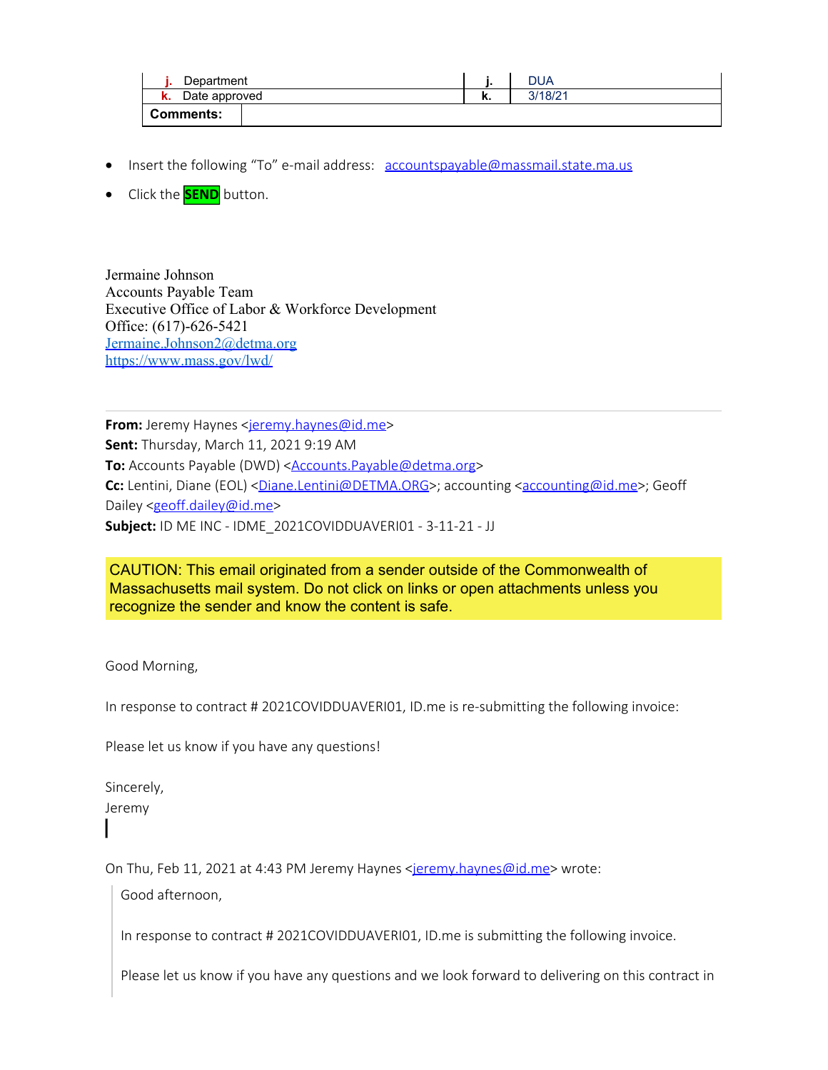| j. Department | j. | DUA |
|---|---|---|
| k. Date approved | k. | 3/18/21 |
| **Comments:** | | |

- Insert the following "To" e-mail address: accountspayable@massmail.state.ma.us
- Click the **SEND** button.

Jermaine Johnson
Accounts Payable Team
Executive Office of Labor & Workforce Development
Office: (617)-626-5421
Jermaine.Johnson2@detma.org
https://www.mass.gov/lwd/

---

**From:** Jeremy Haynes <jeremy.haynes@id.me>
**Sent:** Thursday, March 11, 2021 9:19 AM
**To:** Accounts Payable (DWD) <Accounts.Payable@detma.org>
**Cc:** Lentini, Diane (EOL) <Diane.Lentini@DETMA.ORG>; accounting <accounting@id.me>; Geoff Dailey <geoff.dailey@id.me>
**Subject:** ID ME INC - IDME_2021COVIDDUAVERI01 - 3-11-21 - JJ

CAUTION: This email originated from a sender outside of the Commonwealth of Massachusetts mail system. Do not click on links or open attachments unless you recognize the sender and know the content is safe.

Good Morning,

In response to contract # 2021COVIDDUAVERI01, ID.me is re-submitting the following invoice:

Please let us know if you have any questions!

Sincerely,
Jeremy

On Thu, Feb 11, 2021 at 4:43 PM Jeremy Haynes <jeremy.haynes@id.me> wrote:

> Good afternoon,
>
> In response to contract # 2021COVIDDUAVERI01, ID.me is submitting the following invoice.
>
> Please let us know if you have any questions and we look forward to delivering on this contract in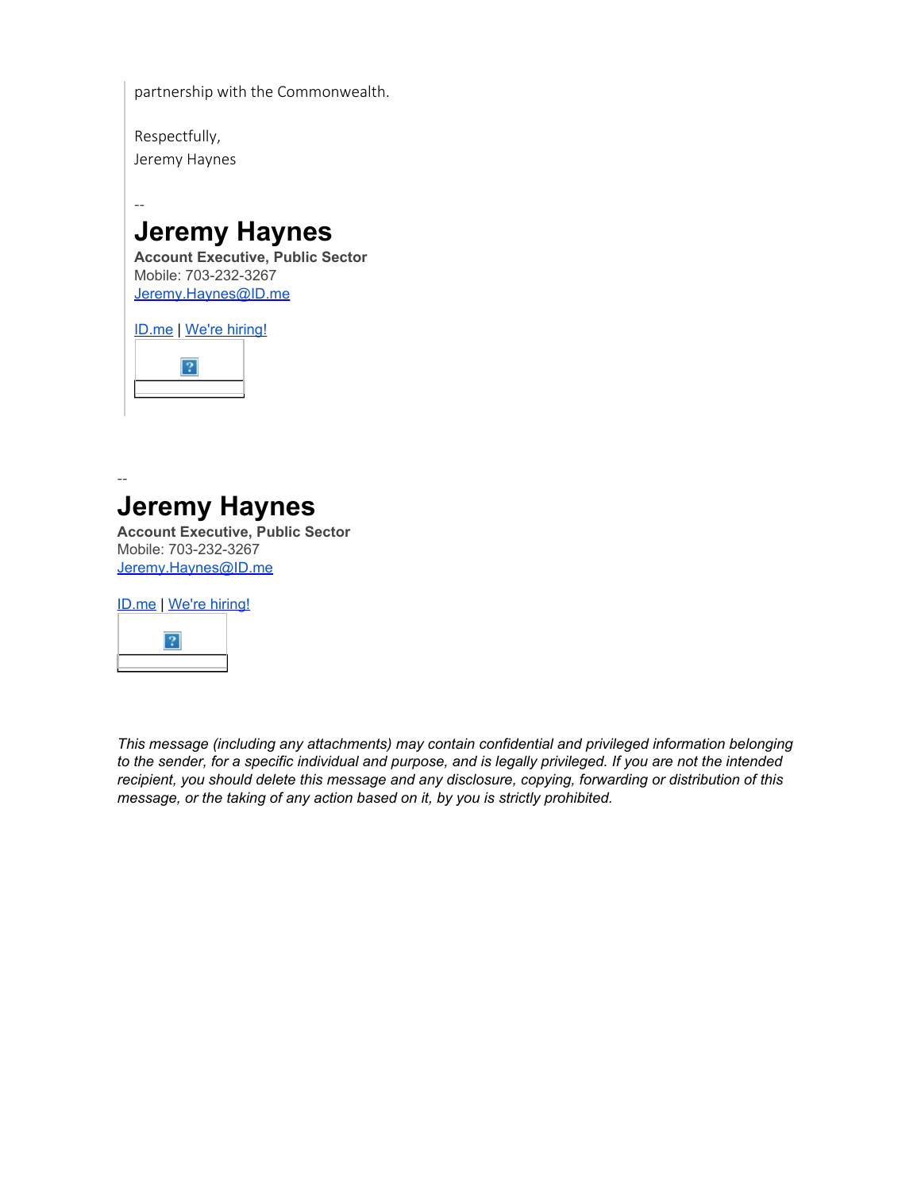partnership with the Commonwealth.

Respectfully,
Jeremy Haynes

--

# Jeremy Haynes

**Account Executive, Public Sector**
Mobile: 703-232-3267
Jeremy.Haynes@ID.me

ID.me | We're hiring!

--

# Jeremy Haynes

**Account Executive, Public Sector**
Mobile: 703-232-3267
Jeremy.Haynes@ID.me

ID.me | We're hiring!

*This message (including any attachments) may contain confidential and privileged information belonging to the sender, for a specific individual and purpose, and is legally privileged. If you are not the intended recipient, you should delete this message and any disclosure, copying, forwarding or distribution of this message, or the taking of any action based on it, by you is strictly prohibited.*